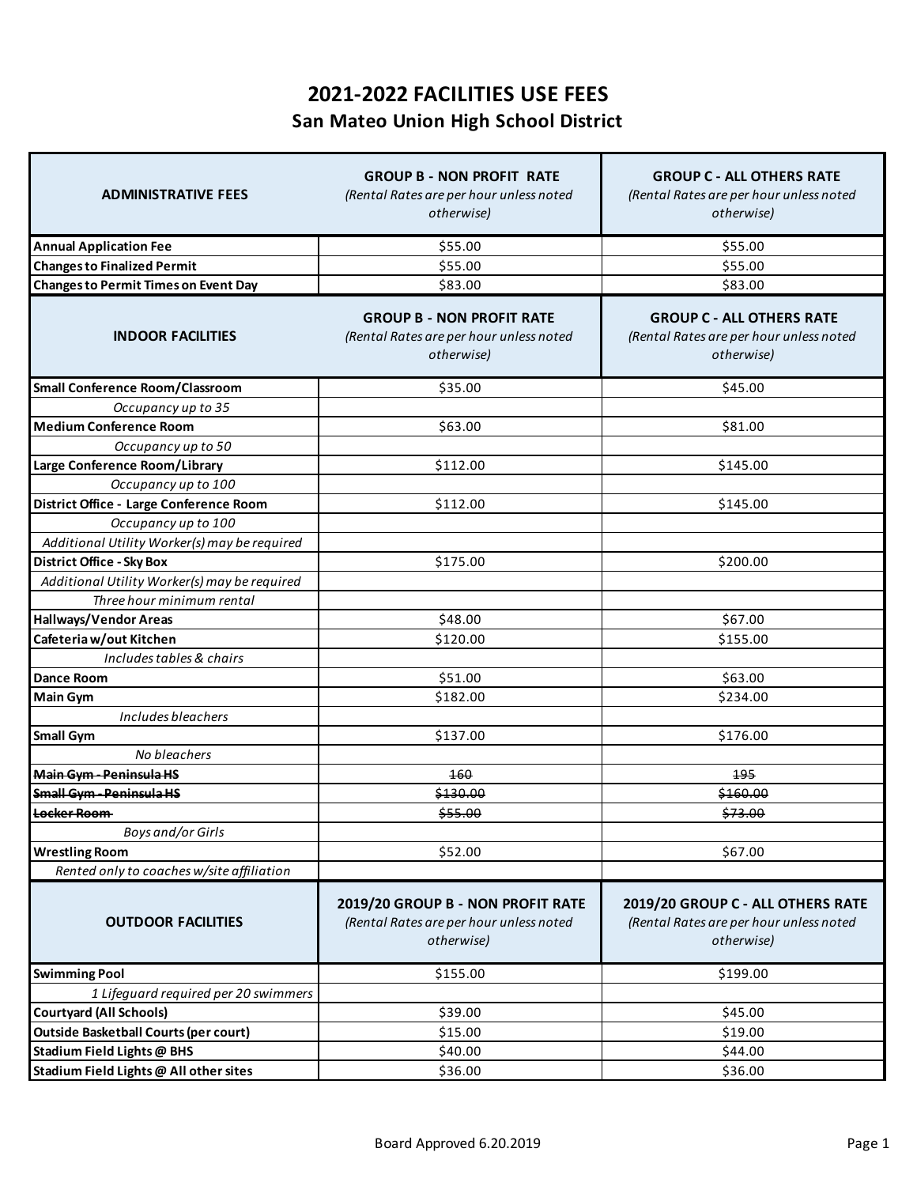# 2021-2022 FACILITIES USE FEES

## San Mateo Union High School District

| ADMINISTRATIVE FEES | GROUP B - NON PROFIT RATE *(Rental Rates are per hour unless noted otherwise)* | GROUP C - ALL OTHERS RATE *(Rental Rates are per hour unless noted otherwise)* |
|---|---|---|
| **Annual Application Fee** | $55.00 | $55.00 |
| **Changes to Finalized Permit** | $55.00 | $55.00 |
| **Changes to Permit Times on Event Day** | $83.00 | $83.00 |
| **INDOOR FACILITIES** | **GROUP B - NON PROFIT RATE** *(Rental Rates are per hour unless noted otherwise)* | **GROUP C - ALL OTHERS RATE** *(Rental Rates are per hour unless noted otherwise)* |
| **Small Conference Room/Classroom** | $35.00 | $45.00 |
| *Occupancy up to 35* | | |
| **Medium Conference Room** | $63.00 | $81.00 |
| *Occupancy up to 50* | | |
| **Large Conference Room/Library** | $112.00 | $145.00 |
| *Occupancy up to 100* | | |
| **District Office - Large Conference Room** | $112.00 | $145.00 |
| *Occupancy up to 100* | | |
| *Additional Utility Worker(s) may be required* | | |
| **District Office - Sky Box** | $175.00 | $200.00 |
| *Additional Utility Worker(s) may be required* | | |
| *Three hour minimum rental* | | |
| **Hallways/Vendor Areas** | $48.00 | $67.00 |
| **Cafeteria w/out Kitchen** | $120.00 | $155.00 |
| *Includes tables & chairs* | | |
| **Dance Room** | $51.00 | $63.00 |
| **Main Gym** | $182.00 | $234.00 |
| *Includes bleachers* | | |
| **Small Gym** | $137.00 | $176.00 |
| *No bleachers* | | |
| ~~**Main Gym - Peninsula HS**~~ | ~~160~~ | ~~195~~ |
| ~~**Small Gym - Peninsula HS**~~ | ~~$130.00~~ | ~~$160.00~~ |
| ~~**Locker Room**~~ | ~~$55.00~~ | ~~$73.00~~ |
| *Boys and/or Girls* | | |
| **Wrestling Room** | $52.00 | $67.00 |
| *Rented only to coaches w/site affiliation* | | |
| **OUTDOOR FACILITIES** | **2019/20 GROUP B - NON PROFIT RATE** *(Rental Rates are per hour unless noted otherwise)* | **2019/20 GROUP C - ALL OTHERS RATE** *(Rental Rates are per hour unless noted otherwise)* |
| **Swimming Pool** | $155.00 | $199.00 |
| *1 Lifeguard required per 20 swimmers* | | |
| **Courtyard (All Schools)** | $39.00 | $45.00 |
| **Outside Basketball Courts (per court)** | $15.00 | $19.00 |
| **Stadium Field Lights @ BHS** | $40.00 | $44.00 |
| **Stadium Field Lights @ All other sites** | $36.00 | $36.00 |

Board Approved 6.20.2019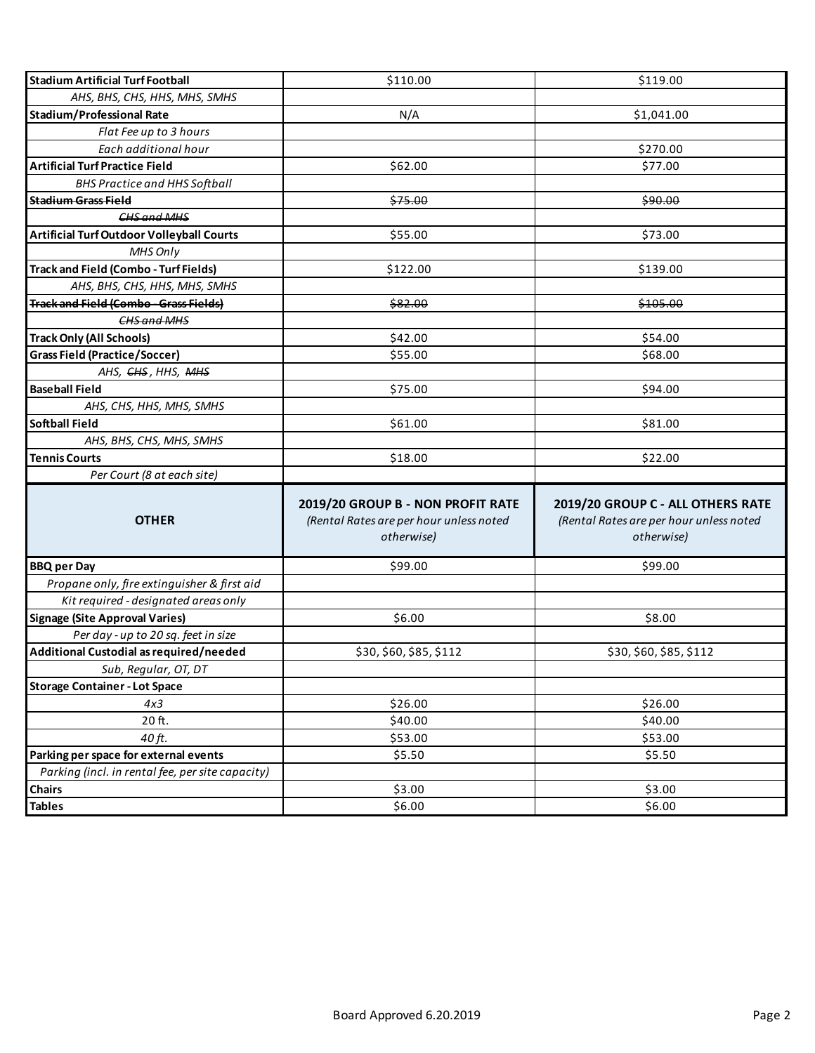| | | |
|---|---|---|
| **Stadium Artificial Turf Football** | $110.00 | $119.00 |
| *AHS, BHS, CHS, HHS, MHS, SMHS* | | |
| **Stadium/Professional Rate** | N/A | $1,041.00 |
| *Flat Fee up to 3 hours* | | |
| *Each additional hour* | | $270.00 |
| **Artificial Turf Practice Field** | $62.00 | $77.00 |
| *BHS Practice and HHS Softball* | | |
| ~~**Stadium Grass Field**~~ | ~~$75.00~~ | ~~$90.00~~ |
| ~~*CHS and MHS*~~ | | |
| **Artificial Turf Outdoor Volleyball Courts** | $55.00 | $73.00 |
| *MHS Only* | | |
| **Track and Field (Combo - Turf Fields)** | $122.00 | $139.00 |
| *AHS, BHS, CHS, HHS, MHS, SMHS* | | |
| ~~**Track and Field (Combo - Grass Fields)**~~ | ~~$82.00~~ | ~~$105.00~~ |
| ~~*CHS and MHS*~~ | | |
| **Track Only (All Schools)** | $42.00 | $54.00 |
| **Grass Field (Practice/Soccer)** | $55.00 | $68.00 |
| *AHS, ~~CHS~~, HHS, ~~MHS~~* | | |
| **Baseball Field** | $75.00 | $94.00 |
| *AHS, CHS, HHS, MHS, SMHS* | | |
| **Softball Field** | $61.00 | $81.00 |
| *AHS, BHS, CHS, MHS, SMHS* | | |
| **Tennis Courts** | $18.00 | $22.00 |
| *Per Court (8 at each site)* | | |
| **OTHER** | **2019/20 GROUP B - NON PROFIT RATE** *(Rental Rates are per hour unless noted otherwise)* | **2019/20 GROUP C - ALL OTHERS RATE** *(Rental Rates are per hour unless noted otherwise)* |
| **BBQ per Day** | $99.00 | $99.00 |
| *Propane only, fire extinguisher & first aid* | | |
| *Kit required - designated areas only* | | |
| **Signage (Site Approval Varies)** | $6.00 | $8.00 |
| *Per day - up to 20 sq. feet in size* | | |
| **Additional Custodial as required/needed** | $30, $60, $85, $112 | $30, $60, $85, $112 |
| *Sub, Regular, OT, DT* | | |
| **Storage Container - Lot Space** | | |
| *4x3* | $26.00 | $26.00 |
| 20 ft. | $40.00 | $40.00 |
| *40 ft.* | $53.00 | $53.00 |
| **Parking per space for external events** | $5.50 | $5.50 |
| *Parking (incl. in rental fee, per site capacity)* | | |
| **Chairs** | $3.00 | $3.00 |
| **Tables** | $6.00 | $6.00 |

Board Approved 6.20.2019